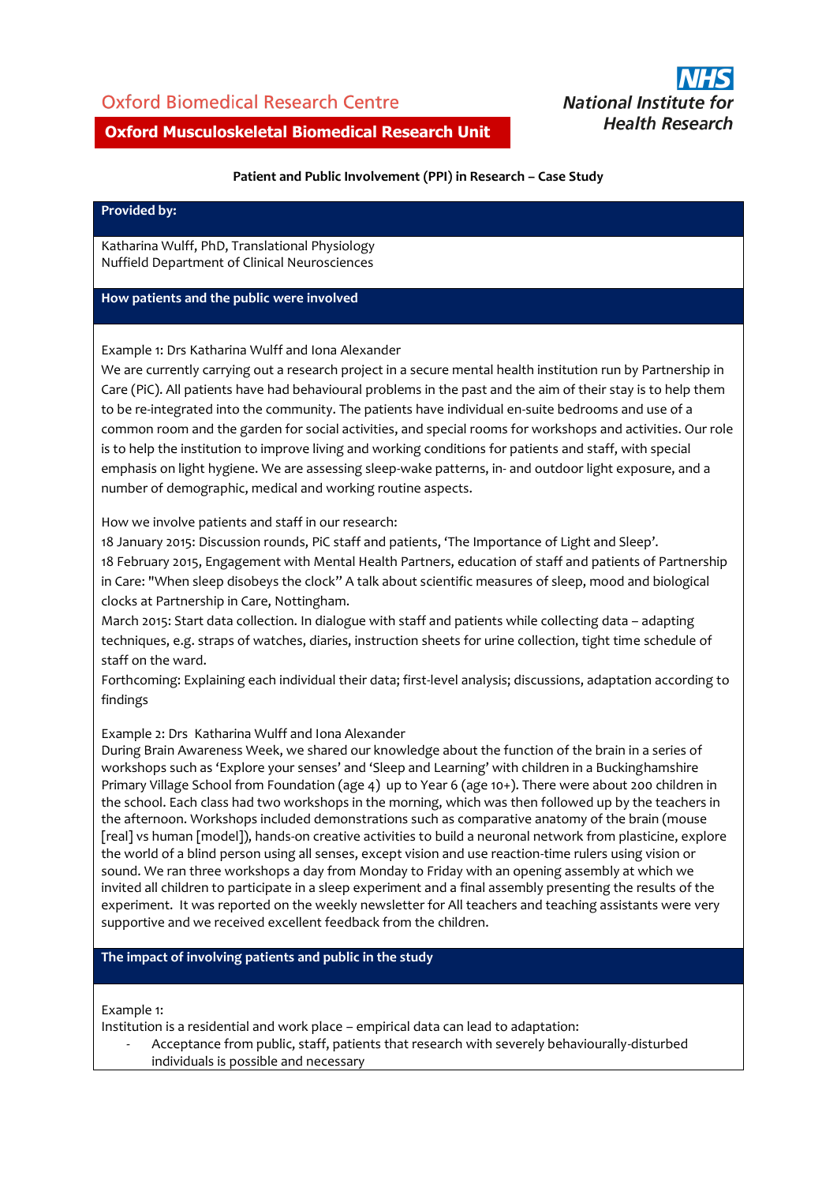Oxford Biomedical Research Centre

**Oxford Musculoskeletal Biomedical Research Unit**

**NHS National Institute for Health Research**

**Patient and Public Involvement (PPI) in Research – Case Study**

### Provided by:

Katharina Wulff, PhD, Translational Physiology
Nuffield Department of Clinical Neurosciences

### How patients and the public were involved

Example 1: Drs Katharina Wulff and Iona Alexander
We are currently carrying out a research project in a secure mental health institution run by Partnership in Care (PiC). All patients have had behavioural problems in the past and the aim of their stay is to help them to be re-integrated into the community. The patients have individual en-suite bedrooms and use of a common room and the garden for social activities, and special rooms for workshops and activities. Our role is to help the institution to improve living and working conditions for patients and staff, with special emphasis on light hygiene. We are assessing sleep-wake patterns, in- and outdoor light exposure, and a number of demographic, medical and working routine aspects.

How we involve patients and staff in our research:
18 January 2015: Discussion rounds, PiC staff and patients, 'The Importance of Light and Sleep'.
18 February 2015, Engagement with Mental Health Partners, education of staff and patients of Partnership in Care: "When sleep disobeys the clock" A talk about scientific measures of sleep, mood and biological clocks at Partnership in Care, Nottingham.
March 2015: Start data collection. In dialogue with staff and patients while collecting data – adapting techniques, e.g. straps of watches, diaries, instruction sheets for urine collection, tight time schedule of staff on the ward.
Forthcoming: Explaining each individual their data; first-level analysis; discussions, adaptation according to findings

Example 2: Drs Katharina Wulff and Iona Alexander
During Brain Awareness Week, we shared our knowledge about the function of the brain in a series of workshops such as 'Explore your senses' and 'Sleep and Learning' with children in a Buckinghamshire Primary Village School from Foundation (age 4) up to Year 6 (age 10+). There were about 200 children in the school. Each class had two workshops in the morning, which was then followed up by the teachers in the afternoon. Workshops included demonstrations such as comparative anatomy of the brain (mouse [real] vs human [model]), hands-on creative activities to build a neuronal network from plasticine, explore the world of a blind person using all senses, except vision and use reaction-time rulers using vision or sound. We ran three workshops a day from Monday to Friday with an opening assembly at which we invited all children to participate in a sleep experiment and a final assembly presenting the results of the experiment. It was reported on the weekly newsletter for All teachers and teaching assistants were very supportive and we received excellent feedback from the children.

### The impact of involving patients and public in the study

Example 1:
Institution is a residential and work place – empirical data can lead to adaptation:

- Acceptance from public, staff, patients that research with severely behaviourally-disturbed individuals is possible and necessary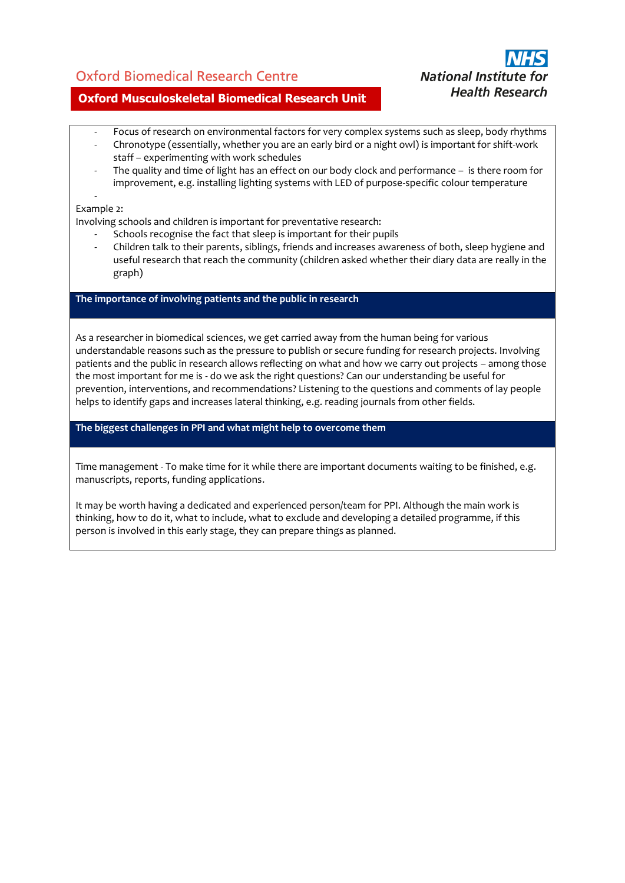- Focus of research on environmental factors for very complex systems such as sleep, body rhythms
- Chronotype (essentially, whether you are an early bird or a night owl) is important for shift-work staff – experimenting with work schedules
- The quality and time of light has an effect on our body clock and performance – is there room for improvement, e.g. installing lighting systems with LED of purpose-specific colour temperature
-

Example 2:

Involving schools and children is important for preventative research:

- Schools recognise the fact that sleep is important for their pupils
- Children talk to their parents, siblings, friends and increases awareness of both, sleep hygiene and useful research that reach the community (children asked whether their diary data are really in the graph)

## The importance of involving patients and the public in research

As a researcher in biomedical sciences, we get carried away from the human being for various understandable reasons such as the pressure to publish or secure funding for research projects. Involving patients and the public in research allows reflecting on what and how we carry out projects – among those the most important for me is - do we ask the right questions? Can our understanding be useful for prevention, interventions, and recommendations? Listening to the questions and comments of lay people helps to identify gaps and increases lateral thinking, e.g. reading journals from other fields.

## The biggest challenges in PPI and what might help to overcome them

Time management - To make time for it while there are important documents waiting to be finished, e.g. manuscripts, reports, funding applications.

It may be worth having a dedicated and experienced person/team for PPI. Although the main work is thinking, how to do it, what to include, what to exclude and developing a detailed programme, if this person is involved in this early stage, they can prepare things as planned.